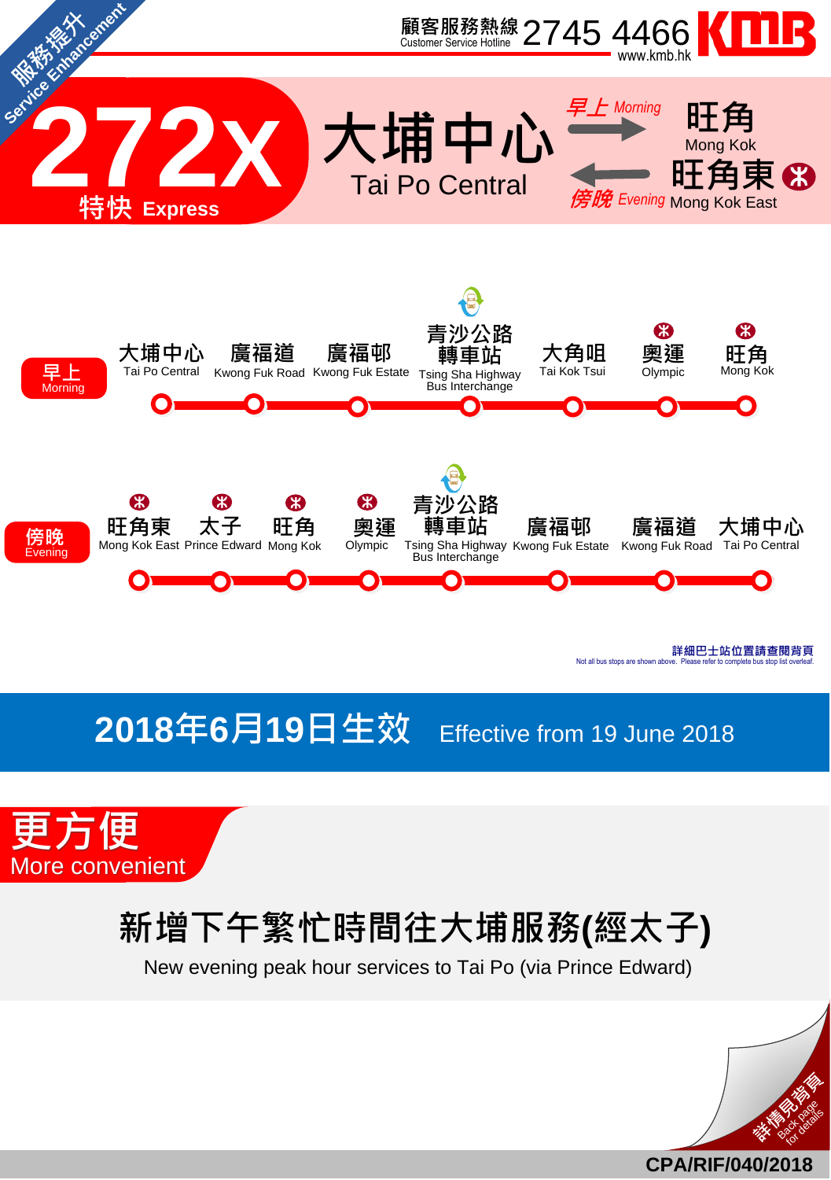服務提升 Service Enhancement

顧客服務熱線 Customer Service Hotline 2745 4466 KMB www.kmb.hk

# 272X 特快 Express

## 大埔中心 Tai Po Central

早上 Morning → 旺角 Mong Kok

傍晚 Evening ← 旺角東 Mong Kok East

**早上 Morning**

大埔中心 Tai Po Central — 廣福道 Kwong Fuk Road — 廣福邨 Kwong Fuk Estate — 青沙公路轉車站 Tsing Sha Highway Bus Interchange — 大角咀 Tai Kok Tsui — 奧運 Olympic — 旺角 Mong Kok

**傍晚 Evening**

旺角東 Mong Kok East — 太子 Prince Edward — 旺角 Mong Kok — 奧運 Olympic — 青沙公路轉車站 Tsing Sha Highway Bus Interchange — 廣福邨 Kwong Fuk Estate — 廣福道 Kwong Fuk Road — 大埔中心 Tai Po Central

詳細巴士站位置請查閱背頁
Not all bus stops are shown above. Please refer to complete bus stop list overleaf.

## 2018年6月19日生效 Effective from 19 June 2018

### 更方便 More convenient

**新增下午繁忙時間往大埔服務(經太子)**

New evening peak hour services to Tai Po (via Prince Edward)

詳情見背頁 Back page for details

CPA/RIF/040/2018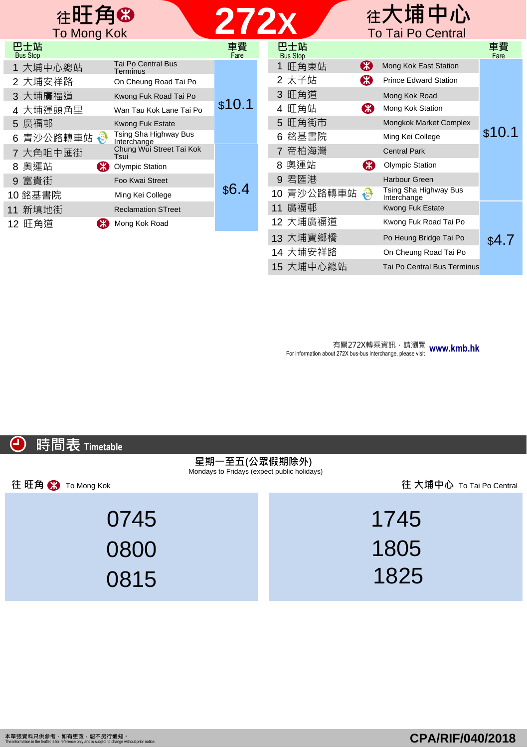# 272x

## 往旺角 To Mong Kok

| 巴士站 Bus Stop | | 車費 Fare |
|---|---|---|
| 1 大埔中心總站 | Tai Po Central Bus Terminus | $10.1 |
| 2 大埔安祥路 | On Cheung Road Tai Po | |
| 3 大埔廣福道 | Kwong Fuk Road Tai Po | |
| 4 大埔運頭角里 | Wan Tau Kok Lane Tai Po | |
| 5 廣福邨 | Kwong Fuk Estate | |
| 6 青沙公路轉車站 | Tsing Sha Highway Bus Interchange | |
| 7 大角咀中匯街 | Chung Wui Street Tai Kok Tsui | $6.4 |
| 8 奧運站 | Olympic Station | |
| 9 富貴街 | Foo Kwai Street | |
| 10 銘基書院 | Ming Kei College | |
| 11 新填地街 | Reclamation STreet | |
| 12 旺角道 | Mong Kok Road | |

## 往大埔中心 To Tai Po Central

| 巴士站 Bus Stop | | 車費 Fare |
|---|---|---|
| 1 旺角東站 | Mong Kok East Station | $10.1 |
| 2 太子站 | Prince Edward Station | |
| 3 旺角道 | Mong Kok Road | |
| 4 旺角站 | Mong Kok Station | |
| 5 旺角街市 | Mongkok Market Complex | |
| 6 銘基書院 | Ming Kei College | |
| 7 帝柏海灣 | Central Park | |
| 8 奧運站 | Olympic Station | |
| 9 君匯港 | Harbour Green | |
| 10 青沙公路轉車站 | Tsing Sha Highway Bus Interchange | |
| 11 廣福邨 | Kwong Fuk Estate | $4.7 |
| 12 大埔廣福道 | Kwong Fuk Road Tai Po | |
| 13 大埔寶鄉橋 | Po Heung Bridge Tai Po | |
| 14 大埔安祥路 | On Cheung Road Tai Po | |
| 15 大埔中心總站 | Tai Po Central Bus Terminus | |

有關272X轉乘資訊，請瀏覽 www.kmb.hk
For information about 272X bus-bus interchange, please visit www.kmb.hk

## 時間表 Timetable

**星期一至五(公眾假期除外)**
Mondays to Fridays (expect public holidays)

| 往 旺角 To Mong Kok | 往 大埔中心 To Tai Po Central |
|---|---|
| 0745 | 1745 |
| 0800 | 1805 |
| 0815 | 1825 |

本單張資料只供參考，如有更改，恕不另行通知。
The information in the leaflet is for reference only and is subject to change without prior notice.

CPA/RIF/040/2018